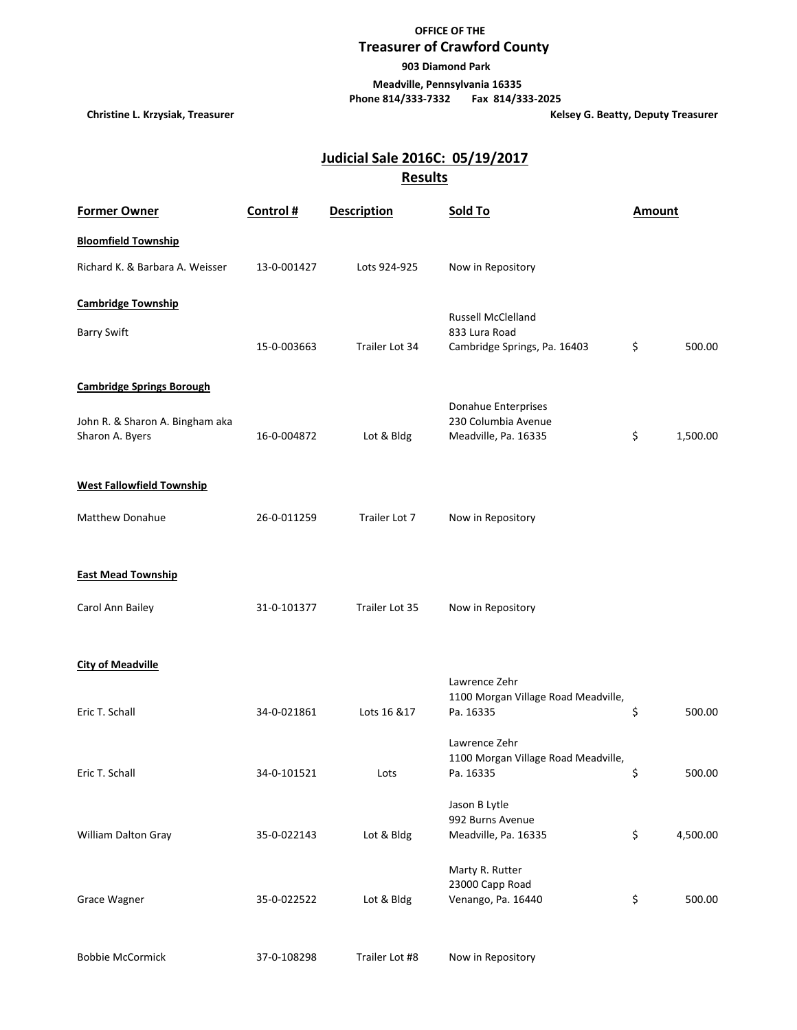**OFFICE OF THE**

## Treasurer of Crawford County

**903 Diamond Park**

**Meadville, Pennsylvania 16335**

**Phone 814/333-7332 Fax 814/333-2025**

**Christine L. Krzysiak, Treasurer** | **Kelsey G. Beatty, Deputy Treasurer**

## Judicial Sale 2016C: 05/19/2017

## Results

| Former Owner | Control # | Description | Sold To | Amount |
|---|---|---|---|---|
| **Bloomfield Township** | | | | |
| Richard K. & Barbara A. Weisser | 13-0-001427 | Lots 924-925 | Now in Repository | |
| **Cambridge Township** | | | | |
| Barry Swift | 15-0-003663 | Trailer Lot 34 | Russell McClelland 833 Lura Road Cambridge Springs, Pa. 16403 | $ 500.00 |
| **Cambridge Springs Borough** | | | | |
| John R. & Sharon A. Bingham aka Sharon A. Byers | 16-0-004872 | Lot & Bldg | Donahue Enterprises 230 Columbia Avenue Meadville, Pa. 16335 | $ 1,500.00 |
| **West Fallowfield Township** | | | | |
| Matthew Donahue | 26-0-011259 | Trailer Lot 7 | Now in Repository | |
| **East Mead Township** | | | | |
| Carol Ann Bailey | 31-0-101377 | Trailer Lot 35 | Now in Repository | |
| **City of Meadville** | | | | |
| Eric T. Schall | 34-0-021861 | Lots 16 &17 | Lawrence Zehr 1100 Morgan Village Road Meadville, Pa. 16335 | $ 500.00 |
| Eric T. Schall | 34-0-101521 | Lots | Lawrence Zehr 1100 Morgan Village Road Meadville, Pa. 16335 | $ 500.00 |
| William Dalton Gray | 35-0-022143 | Lot & Bldg | Jason B Lytle 992 Burns Avenue Meadville, Pa. 16335 | $ 4,500.00 |
| Grace Wagner | 35-0-022522 | Lot & Bldg | Marty R. Rutter 23000 Capp Road Venango, Pa. 16440 | $ 500.00 |
| Bobbie McCormick | 37-0-108298 | Trailer Lot #8 | Now in Repository | |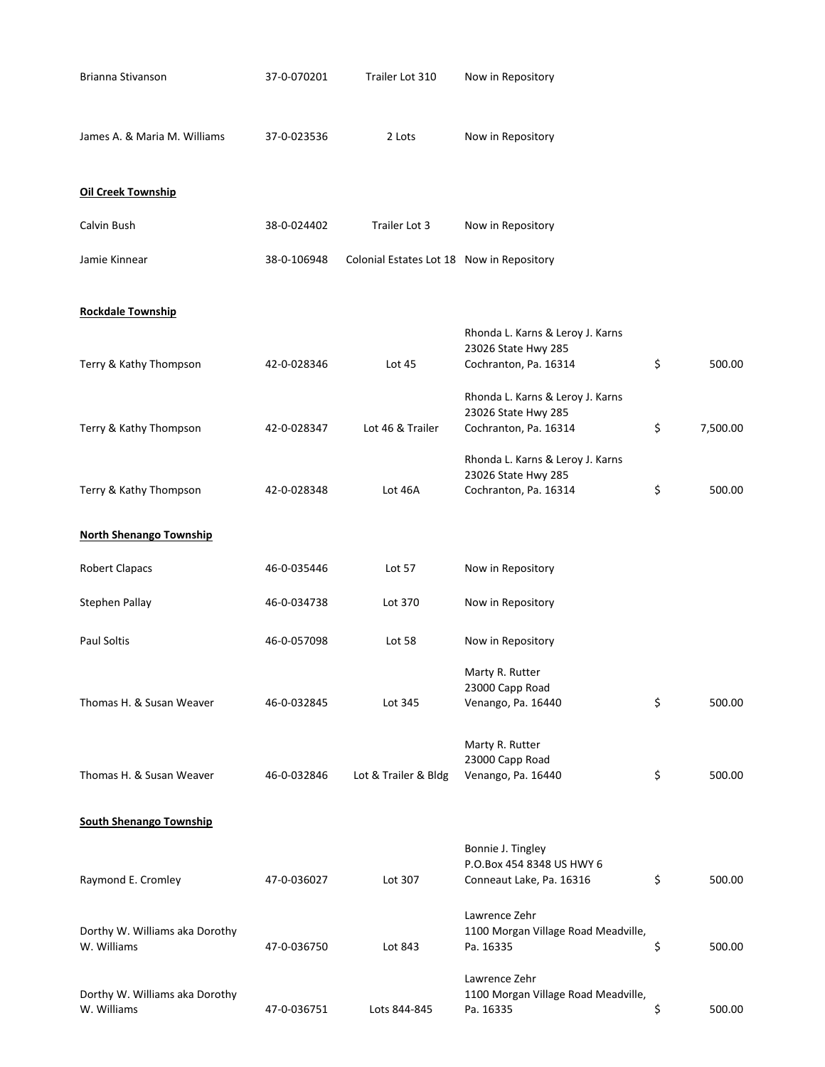| | | | | |
|---|---|---|---|---|
| Brianna Stivanson | 37-0-070201 | Trailer Lot 310 | Now in Repository | |
| James A. & Maria M. Williams | 37-0-023536 | 2 Lots | Now in Repository | |

**Oil Creek Township**

| | | | | |
|---|---|---|---|---|
| Calvin Bush | 38-0-024402 | Trailer Lot 3 | Now in Repository | |
| Jamie Kinnear | 38-0-106948 | Colonial Estates Lot 18 | Now in Repository | |

**Rockdale Township**

| | | | | |
|---|---|---|---|---|
| Terry & Kathy Thompson | 42-0-028346 | Lot 45 | Rhonda L. Karns & Leroy J. Karns<br>23026 State Hwy 285<br>Cochranton, Pa. 16314 | $ 500.00 |
| Terry & Kathy Thompson | 42-0-028347 | Lot 46 & Trailer | Rhonda L. Karns & Leroy J. Karns<br>23026 State Hwy 285<br>Cochranton, Pa. 16314 | $ 7,500.00 |
| Terry & Kathy Thompson | 42-0-028348 | Lot 46A | Rhonda L. Karns & Leroy J. Karns<br>23026 State Hwy 285<br>Cochranton, Pa. 16314 | $ 500.00 |

**North Shenango Township**

| | | | | |
|---|---|---|---|---|
| Robert Clapacs | 46-0-035446 | Lot 57 | Now in Repository | |
| Stephen Pallay | 46-0-034738 | Lot 370 | Now in Repository | |
| Paul Soltis | 46-0-057098 | Lot 58 | Now in Repository | |
| Thomas H. & Susan Weaver | 46-0-032845 | Lot 345 | Marty R. Rutter<br>23000 Capp Road<br>Venango, Pa. 16440 | $ 500.00 |
| Thomas H. & Susan Weaver | 46-0-032846 | Lot & Trailer & Bldg | Marty R. Rutter<br>23000 Capp Road<br>Venango, Pa. 16440 | $ 500.00 |

**South Shenango Township**

| | | | | |
|---|---|---|---|---|
| Raymond E. Cromley | 47-0-036027 | Lot 307 | Bonnie J. Tingley<br>P.O.Box 454 8348 US HWY 6<br>Conneaut Lake, Pa. 16316 | $ 500.00 |
| Dorthy W. Williams aka Dorothy W. Williams | 47-0-036750 | Lot 843 | Lawrence Zehr<br>1100 Morgan Village Road Meadville, Pa. 16335 | $ 500.00 |
| Dorthy W. Williams aka Dorothy W. Williams | 47-0-036751 | Lots 844-845 | Lawrence Zehr<br>1100 Morgan Village Road Meadville, Pa. 16335 | $ 500.00 |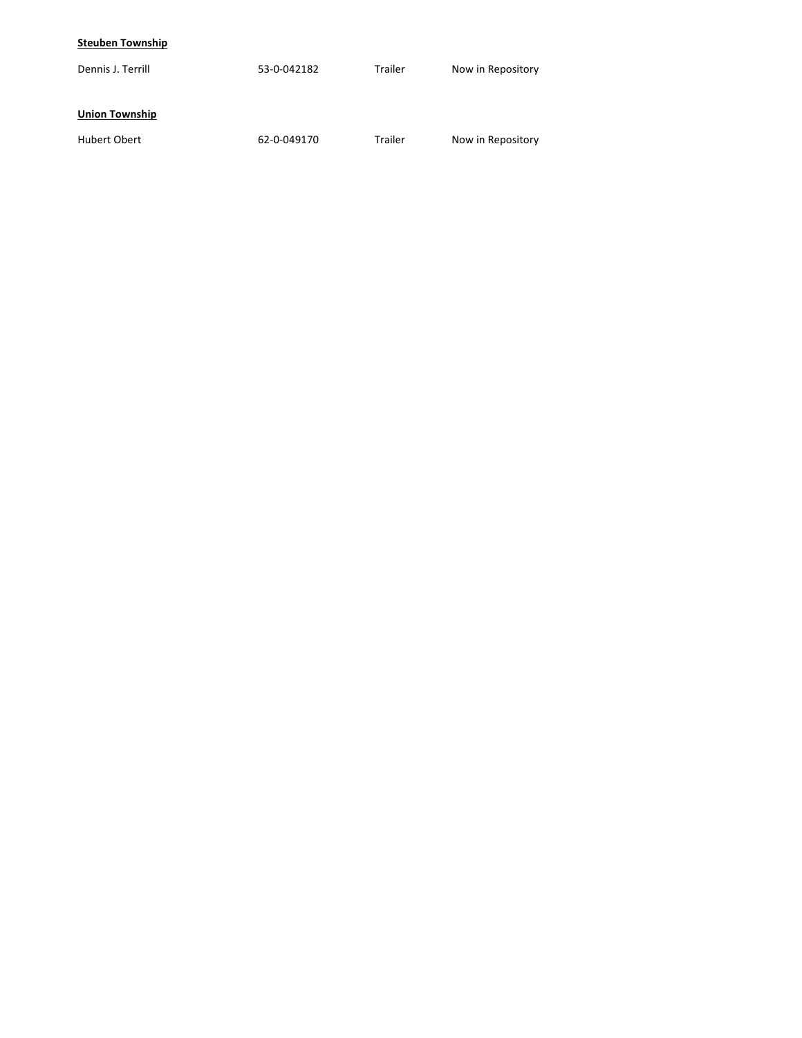**Steuben Township**

| | | | |
|---|---|---|---|
| Dennis J. Terrill | 53-0-042182 | Trailer | Now in Repository |

**Union Township**

| | | | |
|---|---|---|---|
| Hubert Obert | 62-0-049170 | Trailer | Now in Repository |